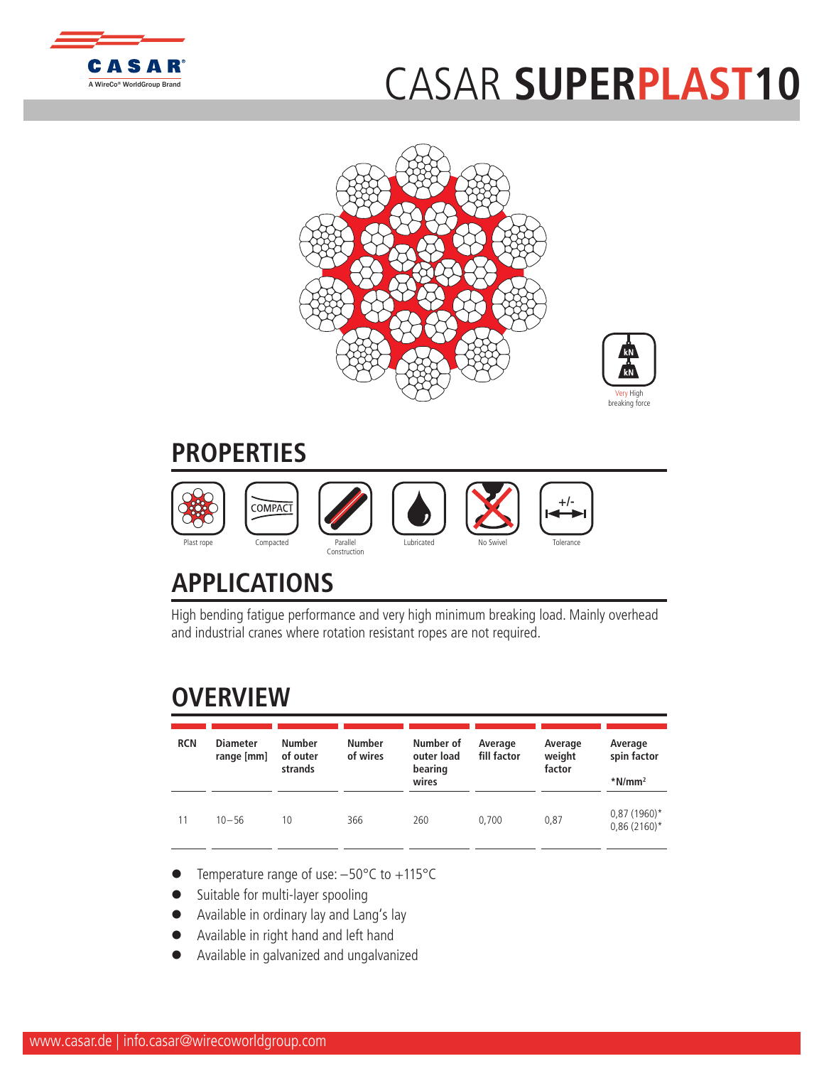# CASAR SUPERPLAST10

Very High breaking force

## PROPERTIES

Plast rope | Compacted | Parallel Construction | Lubricated | No Swivel | Tolerance

## APPLICATIONS

High bending fatigue performance and very high minimum breaking load. Mainly overhead and industrial cranes where rotation resistant ropes are not required.

## OVERVIEW

| RCN | Diameter range [mm] | Number of outer strands | Number of wires | Number of outer load bearing wires | Average fill factor | Average weight factor | Average spin factor *N/mm² |
|---|---|---|---|---|---|---|---|
| 11 | 10 – 56 | 10 | 366 | 260 | 0,700 | 0,87 | 0,87 (1960)* 0,86 (2160)* |

- Temperature range of use: –50°C to +115°C
- Suitable for multi-layer spooling
- Available in ordinary lay and Lang's lay
- Available in right hand and left hand
- Available in galvanized and ungalvanized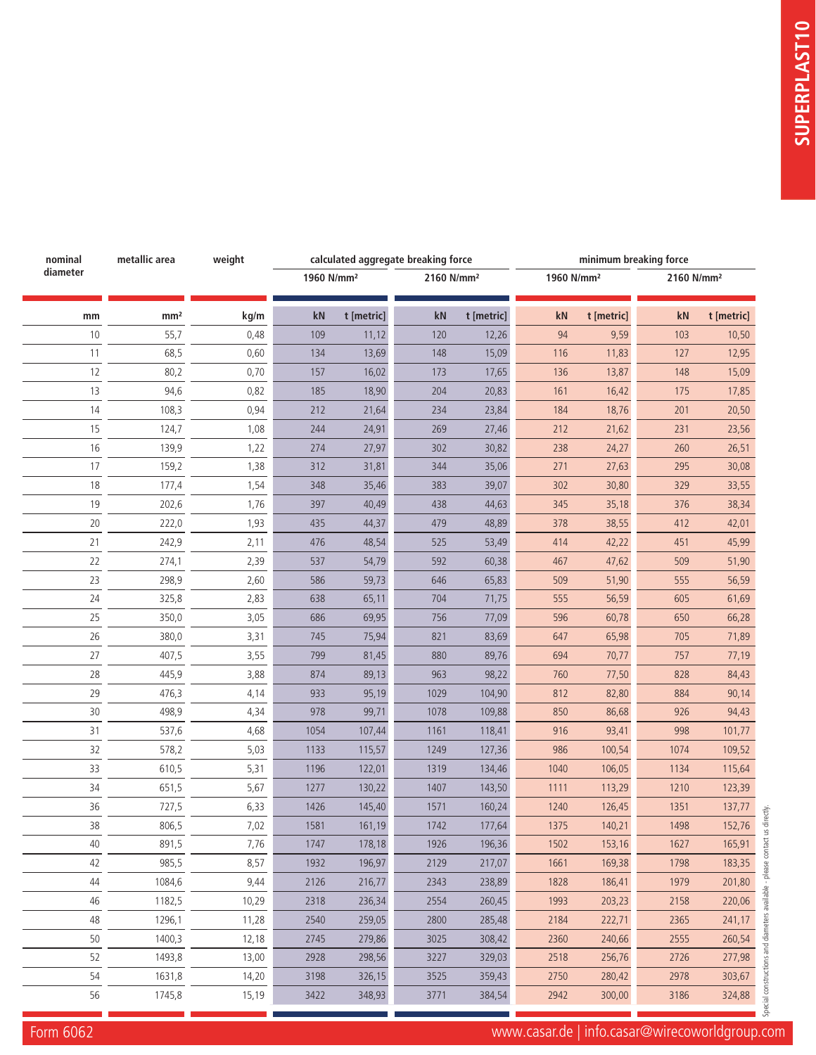# SUPERPLAST10

| nominal diameter | metallic area | weight | calculated aggregate breaking force | | | | minimum breaking force | | | |
|---|---|---|---|---|---|---|---|---|---|---|
| | | | 1960 N/mm² | | 2160 N/mm² | | 1960 N/mm² | | 2160 N/mm² | |
| mm | mm² | kg/m | kN | t [metric] | kN | t [metric] | kN | t [metric] | kN | t [metric] |
| 10 | 55,7 | 0,48 | 109 | 11,12 | 120 | 12,26 | 94 | 9,59 | 103 | 10,50 |
| 11 | 68,5 | 0,60 | 134 | 13,69 | 148 | 15,09 | 116 | 11,83 | 127 | 12,95 |
| 12 | 80,2 | 0,70 | 157 | 16,02 | 173 | 17,65 | 136 | 13,87 | 148 | 15,09 |
| 13 | 94,6 | 0,82 | 185 | 18,90 | 204 | 20,83 | 161 | 16,42 | 175 | 17,85 |
| 14 | 108,3 | 0,94 | 212 | 21,64 | 234 | 23,84 | 184 | 18,76 | 201 | 20,50 |
| 15 | 124,7 | 1,08 | 244 | 24,91 | 269 | 27,46 | 212 | 21,62 | 231 | 23,56 |
| 16 | 139,9 | 1,22 | 274 | 27,97 | 302 | 30,82 | 238 | 24,27 | 260 | 26,51 |
| 17 | 159,2 | 1,38 | 312 | 31,81 | 344 | 35,06 | 271 | 27,63 | 295 | 30,08 |
| 18 | 177,4 | 1,54 | 348 | 35,46 | 383 | 39,07 | 302 | 30,80 | 329 | 33,55 |
| 19 | 202,6 | 1,76 | 397 | 40,49 | 438 | 44,63 | 345 | 35,18 | 376 | 38,34 |
| 20 | 222,0 | 1,93 | 435 | 44,37 | 479 | 48,89 | 378 | 38,55 | 412 | 42,01 |
| 21 | 242,9 | 2,11 | 476 | 48,54 | 525 | 53,49 | 414 | 42,22 | 451 | 45,99 |
| 22 | 274,1 | 2,39 | 537 | 54,79 | 592 | 60,38 | 467 | 47,62 | 509 | 51,90 |
| 23 | 298,9 | 2,60 | 586 | 59,73 | 646 | 65,83 | 509 | 51,90 | 555 | 56,59 |
| 24 | 325,8 | 2,83 | 638 | 65,11 | 704 | 71,75 | 555 | 56,59 | 605 | 61,69 |
| 25 | 350,0 | 3,05 | 686 | 69,95 | 756 | 77,09 | 596 | 60,78 | 650 | 66,28 |
| 26 | 380,0 | 3,31 | 745 | 75,94 | 821 | 83,69 | 647 | 65,98 | 705 | 71,89 |
| 27 | 407,5 | 3,55 | 799 | 81,45 | 880 | 89,76 | 694 | 70,77 | 757 | 77,19 |
| 28 | 445,9 | 3,88 | 874 | 89,13 | 963 | 98,22 | 760 | 77,50 | 828 | 84,43 |
| 29 | 476,3 | 4,14 | 933 | 95,19 | 1029 | 104,90 | 812 | 82,80 | 884 | 90,14 |
| 30 | 498,9 | 4,34 | 978 | 99,71 | 1078 | 109,88 | 850 | 86,68 | 926 | 94,43 |
| 31 | 537,6 | 4,68 | 1054 | 107,44 | 1161 | 118,41 | 916 | 93,41 | 998 | 101,77 |
| 32 | 578,2 | 5,03 | 1133 | 115,57 | 1249 | 127,36 | 986 | 100,54 | 1074 | 109,52 |
| 33 | 610,5 | 5,31 | 1196 | 122,01 | 1319 | 134,46 | 1040 | 106,05 | 1134 | 115,64 |
| 34 | 651,5 | 5,67 | 1277 | 130,22 | 1407 | 143,50 | 1111 | 113,29 | 1210 | 123,39 |
| 36 | 727,5 | 6,33 | 1426 | 145,40 | 1571 | 160,24 | 1240 | 126,45 | 1351 | 137,77 |
| 38 | 806,5 | 7,02 | 1581 | 161,19 | 1742 | 177,64 | 1375 | 140,21 | 1498 | 152,76 |
| 40 | 891,5 | 7,76 | 1747 | 178,18 | 1926 | 196,36 | 1502 | 153,16 | 1627 | 165,91 |
| 42 | 985,5 | 8,57 | 1932 | 196,97 | 2129 | 217,07 | 1661 | 169,38 | 1798 | 183,35 |
| 44 | 1084,6 | 9,44 | 2126 | 216,77 | 2343 | 238,89 | 1828 | 186,41 | 1979 | 201,80 |
| 46 | 1182,5 | 10,29 | 2318 | 236,34 | 2554 | 260,45 | 1993 | 203,23 | 2158 | 220,06 |
| 48 | 1296,1 | 11,28 | 2540 | 259,05 | 2800 | 285,48 | 2184 | 222,71 | 2365 | 241,17 |
| 50 | 1400,3 | 12,18 | 2745 | 279,86 | 3025 | 308,42 | 2360 | 240,66 | 2555 | 260,54 |
| 52 | 1493,8 | 13,00 | 2928 | 298,56 | 3227 | 329,03 | 2518 | 256,76 | 2726 | 277,98 |
| 54 | 1631,8 | 14,20 | 3198 | 326,15 | 3525 | 359,43 | 2750 | 280,42 | 2978 | 303,67 |
| 56 | 1745,8 | 15,19 | 3422 | 348,93 | 3771 | 384,54 | 2942 | 300,00 | 3186 | 324,88 |

Special constructions and diameters available - please contact us directly.

Form 6062

www.casar.de | info.casar@wirecoworldgroup.com